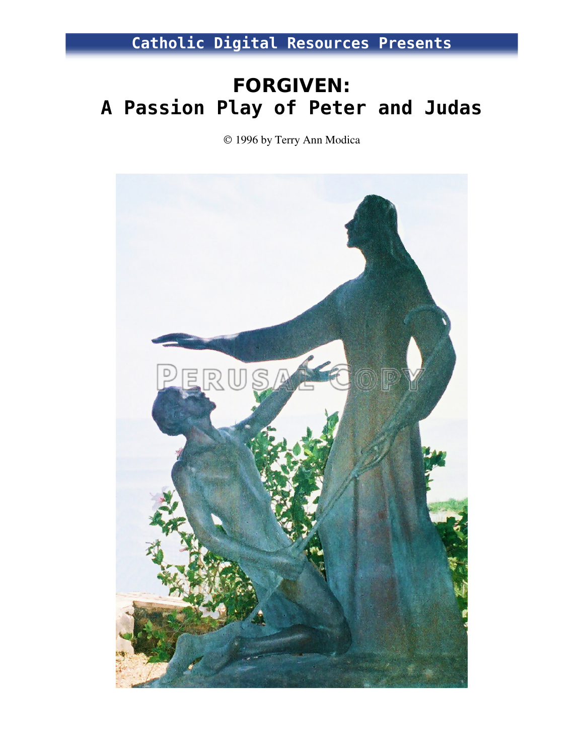Catholic Digital Resources Presents

# FORGIVEN:
# A Passion Play of Peter and Judas

© 1996 by Terry Ann Modica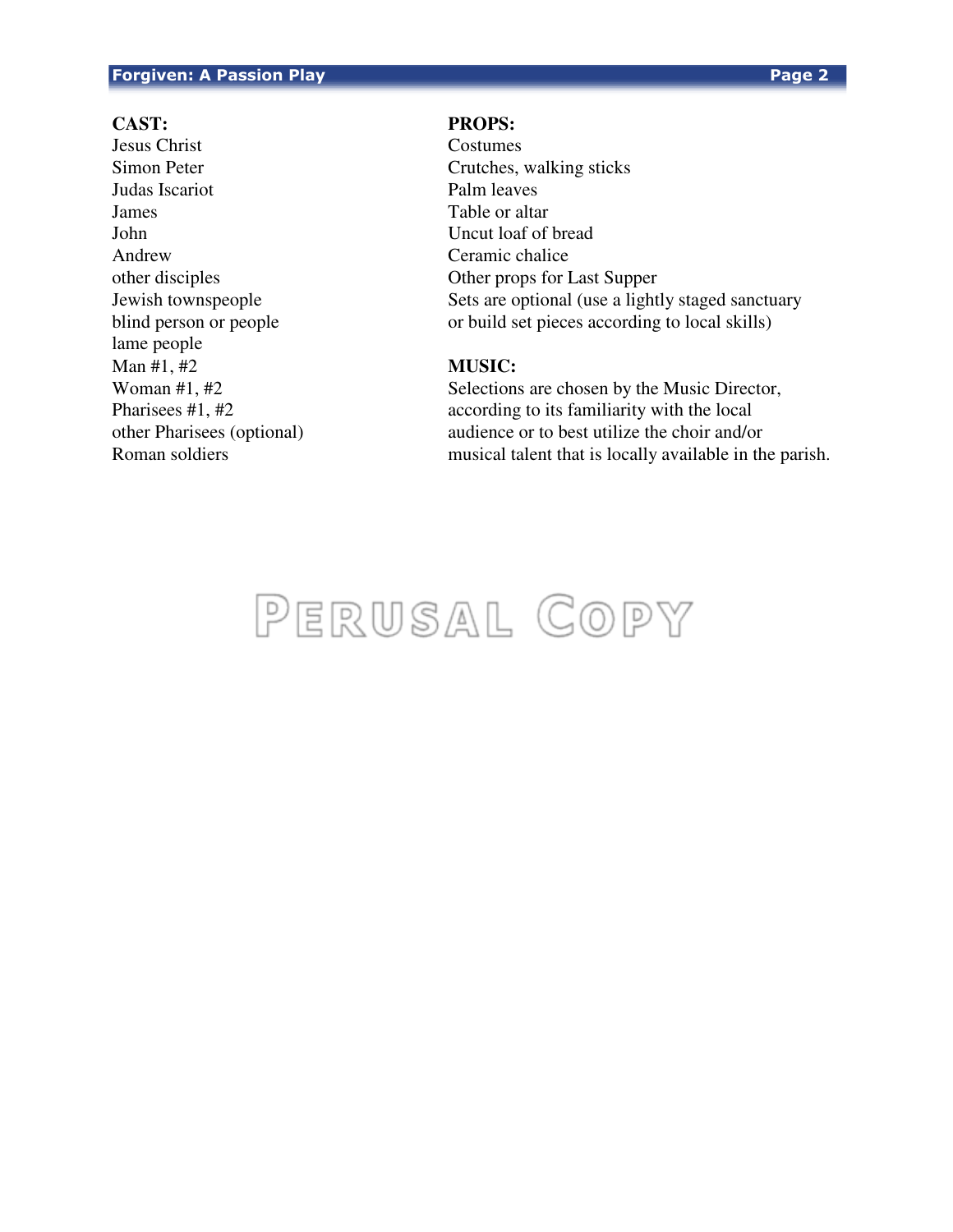**CAST:**

Jesus Christ
Simon Peter
Judas Iscariot
James
John
Andrew
other disciples
Jewish townspeople
blind person or people
lame people
Man #1, #2
Woman #1, #2
Pharisees #1, #2
other Pharisees (optional)
Roman soldiers

**PROPS:**

Costumes
Crutches, walking sticks
Palm leaves
Table or altar
Uncut loaf of bread
Ceramic chalice
Other props for Last Supper
Sets are optional (use a lightly staged sanctuary or build set pieces according to local skills)

**MUSIC:**

Selections are chosen by the Music Director, according to its familiarity with the local audience or to best utilize the choir and/or musical talent that is locally available in the parish.

PERUSAL COPY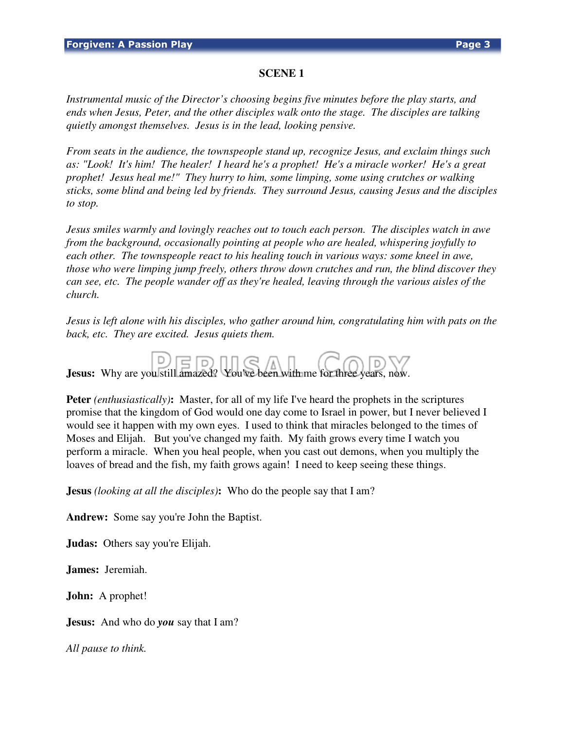## SCENE 1

*Instrumental music of the Director's choosing begins five minutes before the play starts, and ends when Jesus, Peter, and the other disciples walk onto the stage. The disciples are talking quietly amongst themselves. Jesus is in the lead, looking pensive.*

*From seats in the audience, the townspeople stand up, recognize Jesus, and exclaim things such as: "Look! It's him! The healer! I heard he's a prophet! He's a miracle worker! He's a great prophet! Jesus heal me!" They hurry to him, some limping, some using crutches or walking sticks, some blind and being led by friends. They surround Jesus, causing Jesus and the disciples to stop.*

*Jesus smiles warmly and lovingly reaches out to touch each person. The disciples watch in awe from the background, occasionally pointing at people who are healed, whispering joyfully to each other. The townspeople react to his healing touch in various ways: some kneel in awe, those who were limping jump freely, others throw down crutches and run, the blind discover they can see, etc. The people wander off as they're healed, leaving through the various aisles of the church.*

*Jesus is left alone with his disciples, who gather around him, congratulating him with pats on the back, etc. They are excited. Jesus quiets them.*

**Jesus:** Why are you still amazed? You've been with me for three years, now.

**Peter** *(enthusiastically)***:** Master, for all of my life I've heard the prophets in the scriptures promise that the kingdom of God would one day come to Israel in power, but I never believed I would see it happen with my own eyes. I used to think that miracles belonged to the times of Moses and Elijah. But you've changed my faith. My faith grows every time I watch you perform a miracle. When you heal people, when you cast out demons, when you multiply the loaves of bread and the fish, my faith grows again! I need to keep seeing these things.

**Jesus** *(looking at all the disciples)***:** Who do the people say that I am?

**Andrew:** Some say you're John the Baptist.

**Judas:** Others say you're Elijah.

**James:** Jeremiah.

**John:** A prophet!

**Jesus:** And who do ***you*** say that I am?

*All pause to think.*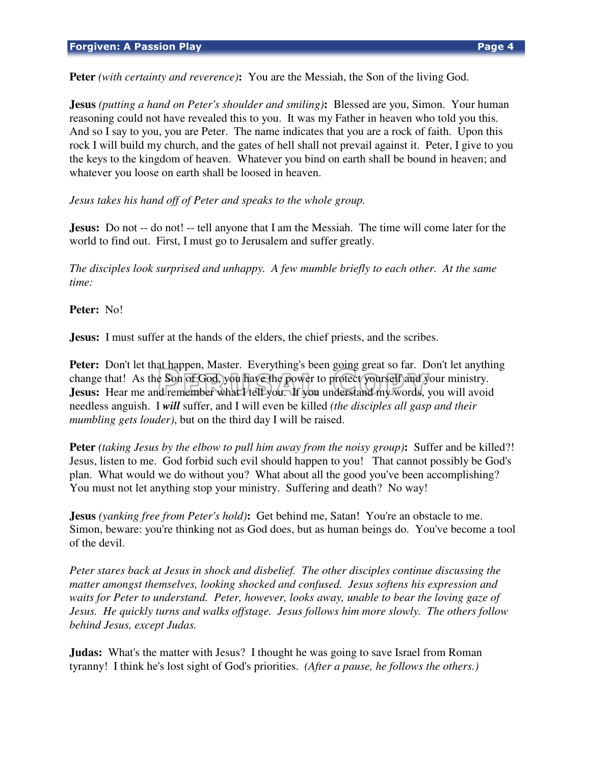**Peter** *(with certainty and reverence)***:** You are the Messiah, the Son of the living God.

**Jesus** *(putting a hand on Peter's shoulder and smiling)***:** Blessed are you, Simon. Your human reasoning could not have revealed this to you. It was my Father in heaven who told you this. And so I say to you, you are Peter. The name indicates that you are a rock of faith. Upon this rock I will build my church, and the gates of hell shall not prevail against it. Peter, I give to you the keys to the kingdom of heaven. Whatever you bind on earth shall be bound in heaven; and whatever you loose on earth shall be loosed in heaven.

*Jesus takes his hand off of Peter and speaks to the whole group.*

**Jesus:** Do not -- do not! -- tell anyone that I am the Messiah. The time will come later for the world to find out. First, I must go to Jerusalem and suffer greatly.

*The disciples look surprised and unhappy. A few mumble briefly to each other. At the same time:*

**Peter:** No!

**Jesus:** I must suffer at the hands of the elders, the chief priests, and the scribes.

**Peter:** Don't let that happen, Master. Everything's been going great so far. Don't let anything change that! As the Son of God, you have the power to protect yourself and your ministry.
**Jesus:** Hear me and remember what I tell you. If you understand my words, you will avoid needless anguish. I ***will*** suffer, and I will even be killed *(the disciples all gasp and their mumbling gets louder)*, but on the third day I will be raised.

**Peter** *(taking Jesus by the elbow to pull him away from the noisy group)***:** Suffer and be killed?! Jesus, listen to me. God forbid such evil should happen to you! That cannot possibly be God's plan. What would we do without you? What about all the good you've been accomplishing? You must not let anything stop your ministry. Suffering and death? No way!

**Jesus** *(yanking free from Peter's hold)***:** Get behind me, Satan! You're an obstacle to me. Simon, beware: you're thinking not as God does, but as human beings do. You've become a tool of the devil.

*Peter stares back at Jesus in shock and disbelief. The other disciples continue discussing the matter amongst themselves, looking shocked and confused. Jesus softens his expression and waits for Peter to understand. Peter, however, looks away, unable to bear the loving gaze of Jesus. He quickly turns and walks offstage. Jesus follows him more slowly. The others follow behind Jesus, except Judas.*

**Judas:** What's the matter with Jesus? I thought he was going to save Israel from Roman tyranny! I think he's lost sight of God's priorities. *(After a pause, he follows the others.)*